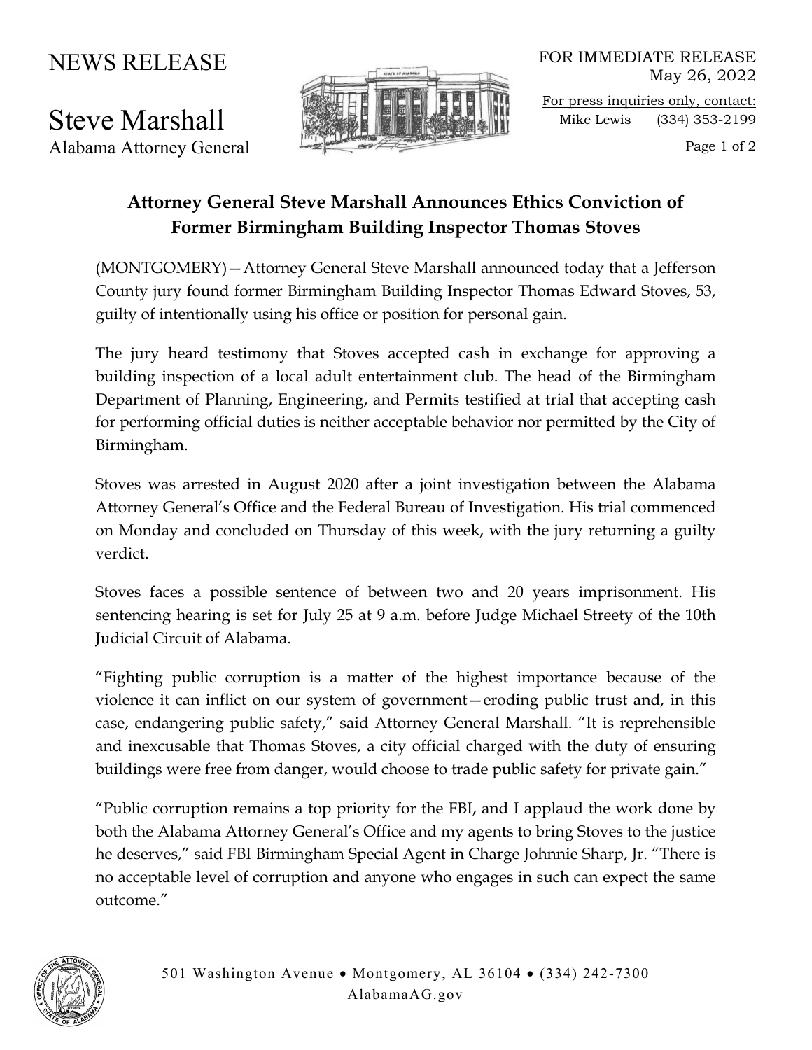NEWS RELEASE

Steve Marshall
Alabama Attorney General

FOR IMMEDIATE RELEASE
May 26, 2022

For press inquiries only, contact:
Mike Lewis (334) 353-2199

## Attorney General Steve Marshall Announces Ethics Conviction of Former Birmingham Building Inspector Thomas Stoves

(MONTGOMERY)—Attorney General Steve Marshall announced today that a Jefferson County jury found former Birmingham Building Inspector Thomas Edward Stoves, 53, guilty of intentionally using his office or position for personal gain.

The jury heard testimony that Stoves accepted cash in exchange for approving a building inspection of a local adult entertainment club. The head of the Birmingham Department of Planning, Engineering, and Permits testified at trial that accepting cash for performing official duties is neither acceptable behavior nor permitted by the City of Birmingham.

Stoves was arrested in August 2020 after a joint investigation between the Alabama Attorney General's Office and the Federal Bureau of Investigation. His trial commenced on Monday and concluded on Thursday of this week, with the jury returning a guilty verdict.

Stoves faces a possible sentence of between two and 20 years imprisonment. His sentencing hearing is set for July 25 at 9 a.m. before Judge Michael Streety of the 10th Judicial Circuit of Alabama.

"Fighting public corruption is a matter of the highest importance because of the violence it can inflict on our system of government—eroding public trust and, in this case, endangering public safety," said Attorney General Marshall. "It is reprehensible and inexcusable that Thomas Stoves, a city official charged with the duty of ensuring buildings were free from danger, would choose to trade public safety for private gain."

"Public corruption remains a top priority for the FBI, and I applaud the work done by both the Alabama Attorney General's Office and my agents to bring Stoves to the justice he deserves," said FBI Birmingham Special Agent in Charge Johnnie Sharp, Jr. "There is no acceptable level of corruption and anyone who engages in such can expect the same outcome."

501 Washington Avenue • Montgomery, AL 36104 • (334) 242-7300
AlabamaAG.gov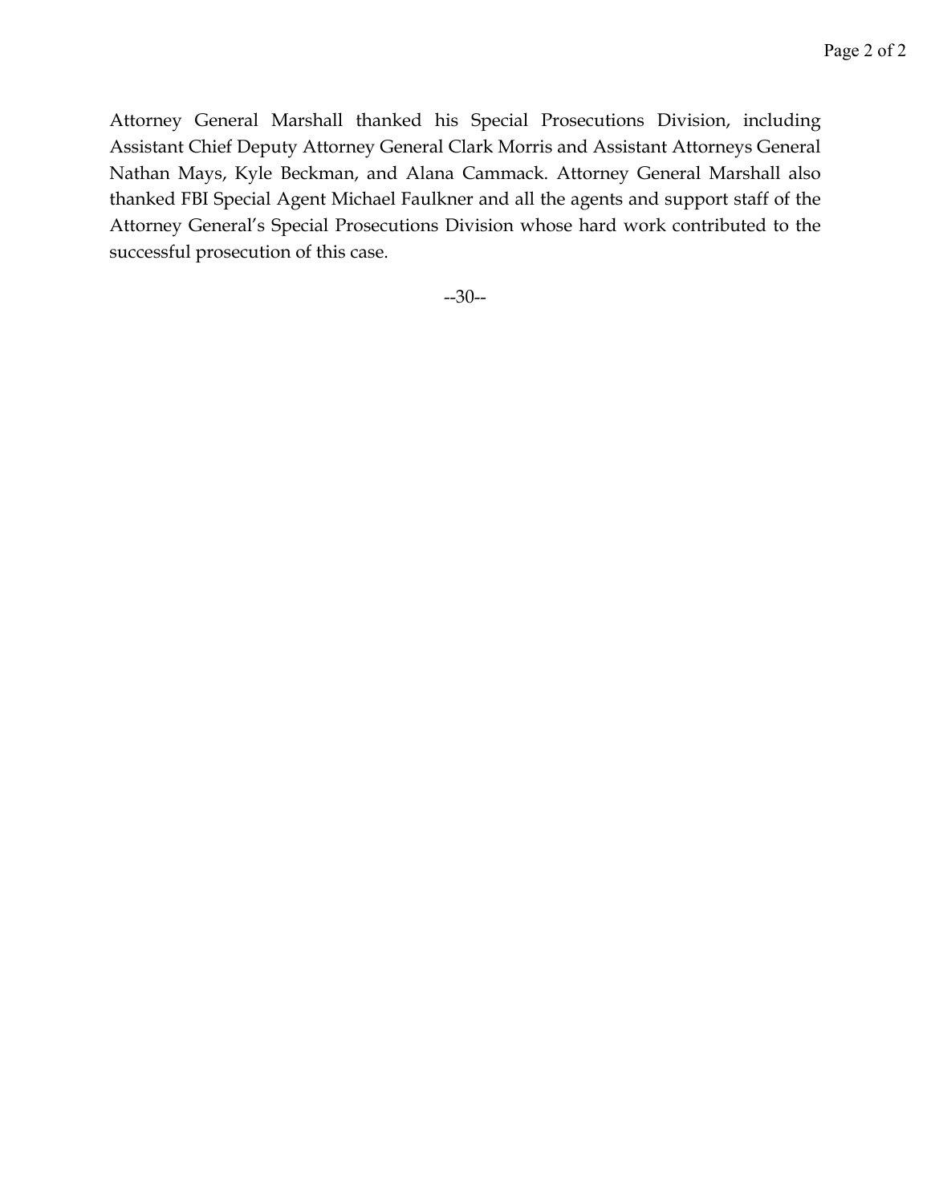Attorney General Marshall thanked his Special Prosecutions Division, including Assistant Chief Deputy Attorney General Clark Morris and Assistant Attorneys General Nathan Mays, Kyle Beckman, and Alana Cammack. Attorney General Marshall also thanked FBI Special Agent Michael Faulkner and all the agents and support staff of the Attorney General's Special Prosecutions Division whose hard work contributed to the successful prosecution of this case.

--30--